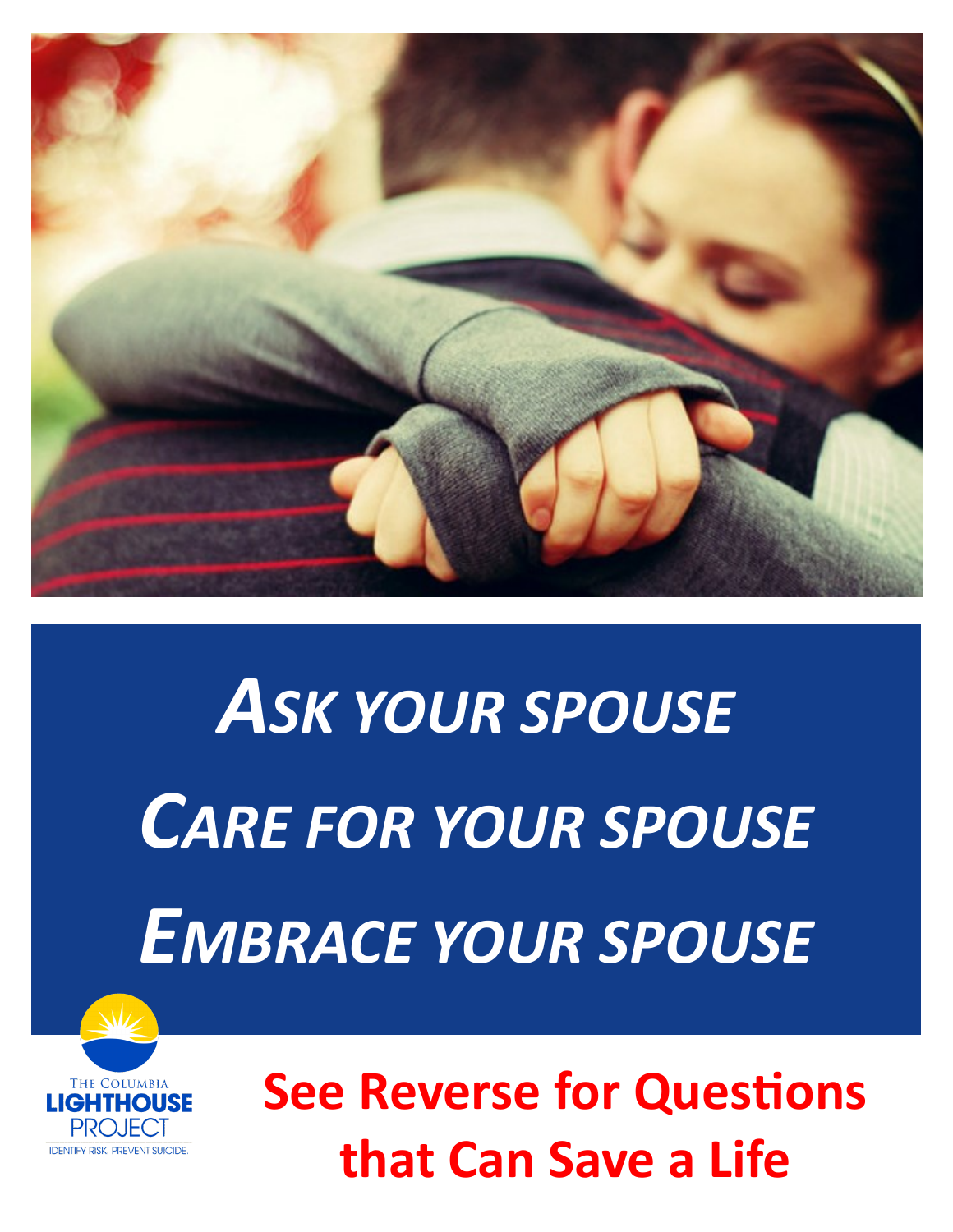# *Ask your spouse*

# *Care for your spouse*

# *Embrace your spouse*

The Columbia
**LIGHTHOUSE**
PROJECT
IDENTIFY RISK. PREVENT SUICIDE.

**See Reverse for Questions that Can Save a Life**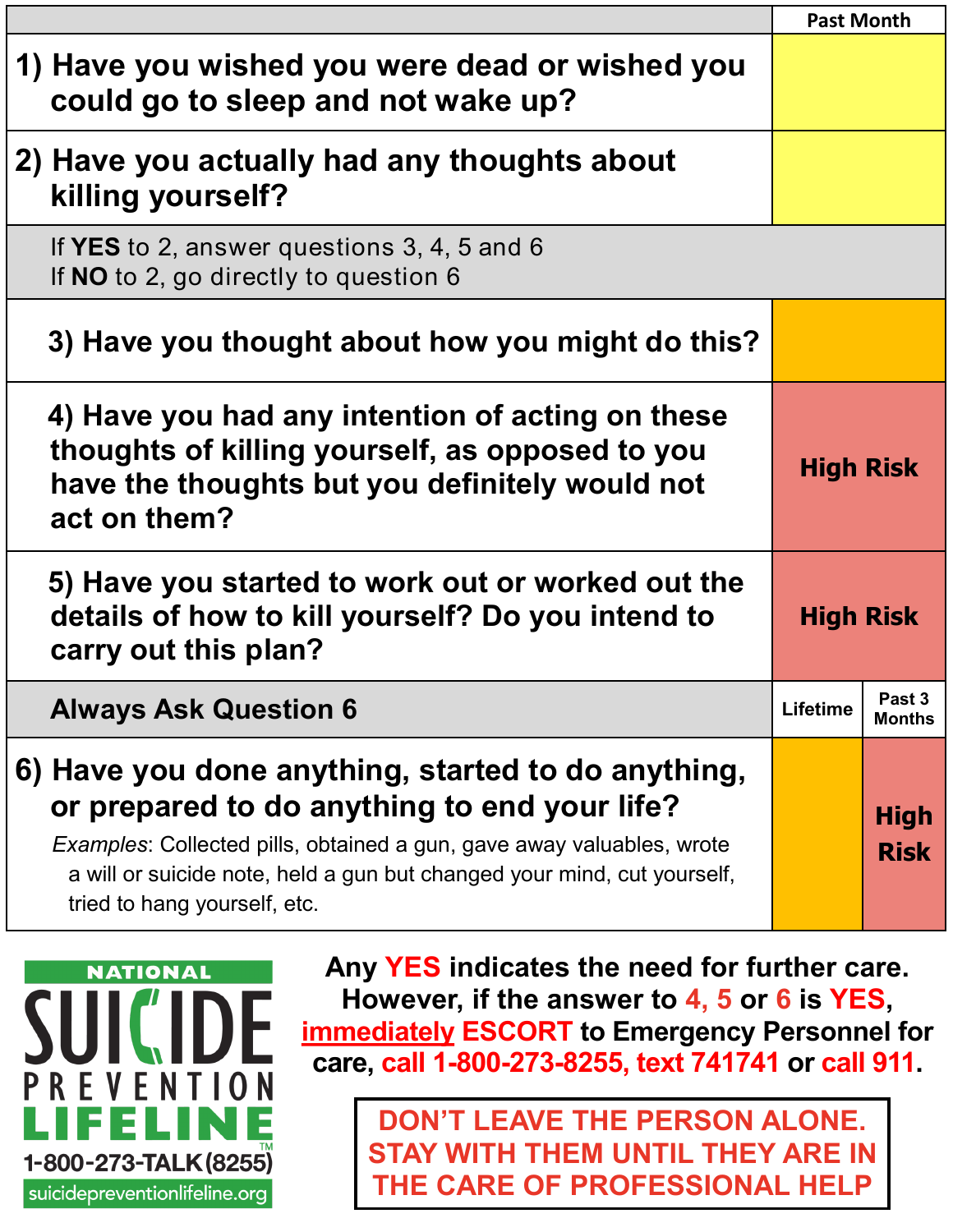| | Past Month | |
|---|---|---|
| **1) Have you wished you were dead or wished you could go to sleep and not wake up?** | | |
| **2) Have you actually had any thoughts about killing yourself?** | | |
| If **YES** to 2, answer questions 3, 4, 5 and 6<br>If **NO** to 2, go directly to question 6 | | |
| **3) Have you thought about how you might do this?** | | |
| **4) Have you had any intention of acting on these thoughts of killing yourself, as opposed to you have the thoughts but you definitely would not act on them?** | **High Risk** | |
| **5) Have you started to work out or worked out the details of how to kill yourself? Do you intend to carry out this plan?** | **High Risk** | |
| **Always Ask Question 6** | **Lifetime** | **Past 3 Months** |
| **6) Have you done anything, started to do anything, or prepared to do anything to end your life?**<br>*Examples*: Collected pills, obtained a gun, gave away valuables, wrote a will or suicide note, held a gun but changed your mind, cut yourself, tried to hang yourself, etc. | | **High Risk** |

NATIONAL SUICIDE PREVENTION LIFELINE™
1-800-273-TALK (8255)
suicidepreventionlifeline.org

**Any YES indicates the need for further care. However, if the answer to 4, 5 or 6 is YES, immediately ESCORT to Emergency Personnel for care, call 1-800-273-8255, text 741741 or call 911.**

**DON'T LEAVE THE PERSON ALONE. STAY WITH THEM UNTIL THEY ARE IN THE CARE OF PROFESSIONAL HELP**